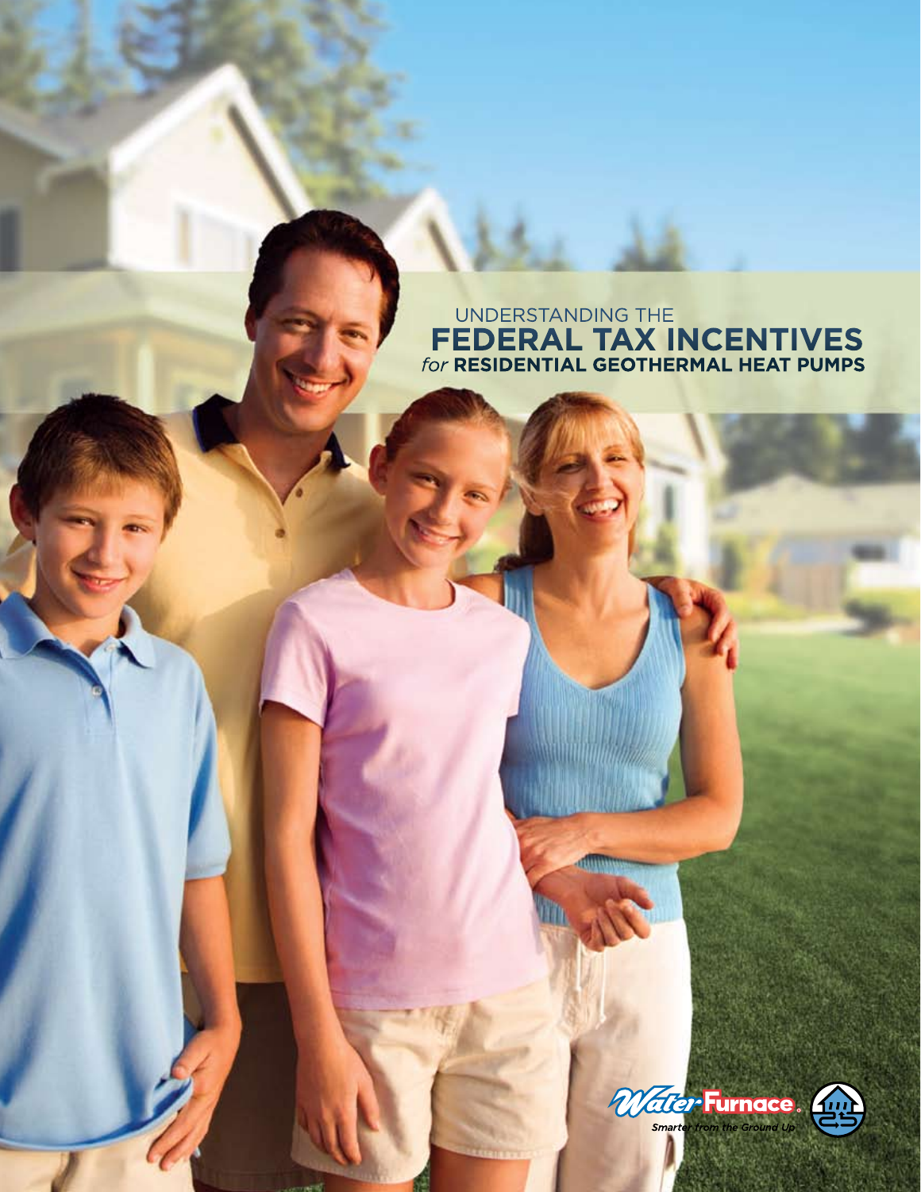# UNDERSTANDING THE FEDERAL TAX INCENTIVES *for* RESIDENTIAL GEOTHERMAL HEAT PUMPS

WaterFurnace

*Smarter from the Ground Up*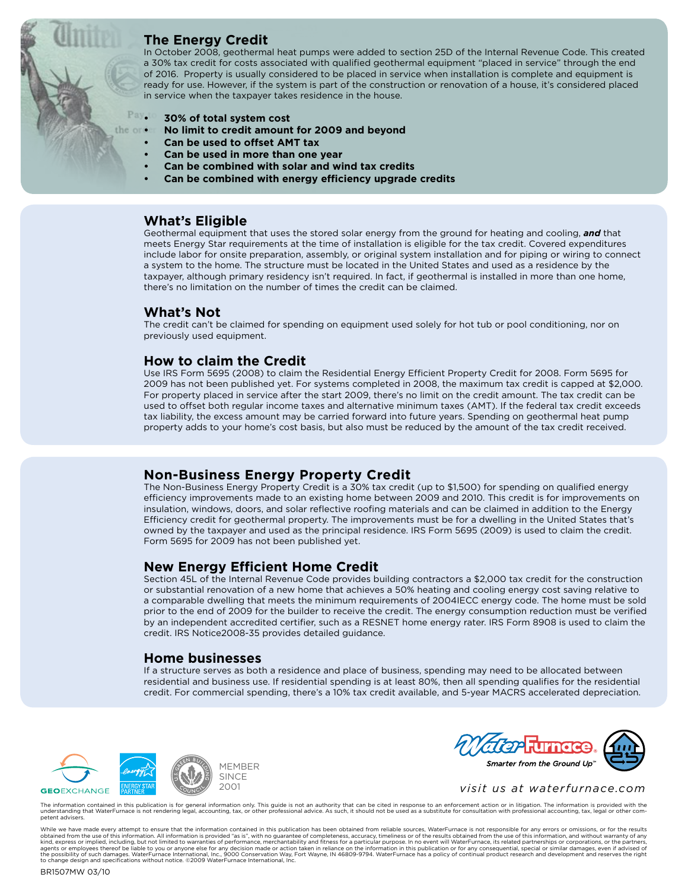## The Energy Credit

In October 2008, geothermal heat pumps were added to section 25D of the Internal Revenue Code. This created a 30% tax credit for costs associated with qualified geothermal equipment "placed in service" through the end of 2016. Property is usually considered to be placed in service when installation is complete and equipment is ready for use. However, if the system is part of the construction or renovation of a house, it's considered placed in service when the taxpayer takes residence in the house.

- **30% of total system cost**
- **No limit to credit amount for 2009 and beyond**
- **Can be used to offset AMT tax**
- **Can be used in more than one year**
- **Can be combined with solar and wind tax credits**
- **Can be combined with energy efficiency upgrade credits**

## What's Eligible

Geothermal equipment that uses the stored solar energy from the ground for heating and cooling, ***and*** that meets Energy Star requirements at the time of installation is eligible for the tax credit. Covered expenditures include labor for onsite preparation, assembly, or original system installation and for piping or wiring to connect a system to the home. The structure must be located in the United States and used as a residence by the taxpayer, although primary residency isn't required. In fact, if geothermal is installed in more than one home, there's no limitation on the number of times the credit can be claimed.

## What's Not

The credit can't be claimed for spending on equipment used solely for hot tub or pool conditioning, nor on previously used equipment.

## How to claim the Credit

Use IRS Form 5695 (2008) to claim the Residential Energy Efficient Property Credit for 2008. Form 5695 for 2009 has not been published yet. For systems completed in 2008, the maximum tax credit is capped at $2,000. For property placed in service after the start 2009, there's no limit on the credit amount. The tax credit can be used to offset both regular income taxes and alternative minimum taxes (AMT). If the federal tax credit exceeds tax liability, the excess amount may be carried forward into future years. Spending on geothermal heat pump property adds to your home's cost basis, but also must be reduced by the amount of the tax credit received.

## Non-Business Energy Property Credit

The Non-Business Energy Property Credit is a 30% tax credit (up to $1,500) for spending on qualified energy efficiency improvements made to an existing home between 2009 and 2010. This credit is for improvements on insulation, windows, doors, and solar reflective roofing materials and can be claimed in addition to the Energy Efficiency credit for geothermal property. The improvements must be for a dwelling in the United States that's owned by the taxpayer and used as the principal residence. IRS Form 5695 (2009) is used to claim the credit. Form 5695 for 2009 has not been published yet.

## New Energy Efficient Home Credit

Section 45L of the Internal Revenue Code provides building contractors a $2,000 tax credit for the construction or substantial renovation of a new home that achieves a 50% heating and cooling energy cost saving relative to a comparable dwelling that meets the minimum requirements of 2004IECC energy code. The home must be sold prior to the end of 2009 for the builder to receive the credit. The energy consumption reduction must be verified by an independent accredited certifier, such as a RESNET home energy rater. IRS Form 8908 is used to claim the credit. IRS Notice2008-35 provides detailed guidance.

## Home businesses

If a structure serves as both a residence and place of business, spending may need to be allocated between residential and business use. If residential spending is at least 80%, then all spending qualifies for the residential credit. For commercial spending, there's a 10% tax credit available, and 5-year MACRS accelerated depreciation.

GEOEXCHANGE | ENERGY STAR PARTNER | MEMBER SINCE 2001

WaterFurnace® Smarter from the Ground Up™

visit us at waterfurnace.com

The information contained in this publication is for general information only. This guide is not an authority that can be cited in response to an enforcement action or in litigation. The information is provided with the understanding that WaterFurnace is not rendering legal, accounting, tax, or other professional advice. As such, it should not be used as a substitute for consultation with professional accounting, tax, legal or other competent advisers.

While we have made every attempt to ensure that the information contained in this publication has been obtained from reliable sources, WaterFurnace is not responsible for any errors or omissions, or for the results obtained from the use of this information. All information is provided "as is", with no guarantee of completeness, accuracy, timeliness or of the results obtained from the use of this information, and without warranty of any kind, express or implied, including, but not limited to warranties of performance, merchantability and fitness for a particular purpose. In no event will WaterFurnace, its related partnerships or corporations, or the partners, agents or employees thereof be liable to you or anyone else for any decision made or action taken in reliance on the information in this publication or for any consequential, special or similar damages, even if advised of the possibility of such damages. WaterFurnace International, Inc., 9000 Conservation Way, Fort Wayne, IN 46809-9794. WaterFurnace has a policy of continual product research and development and reserves the right to change design and specifications without notice. ©2009 WaterFurnace International, Inc.

BR1507MW 03/10